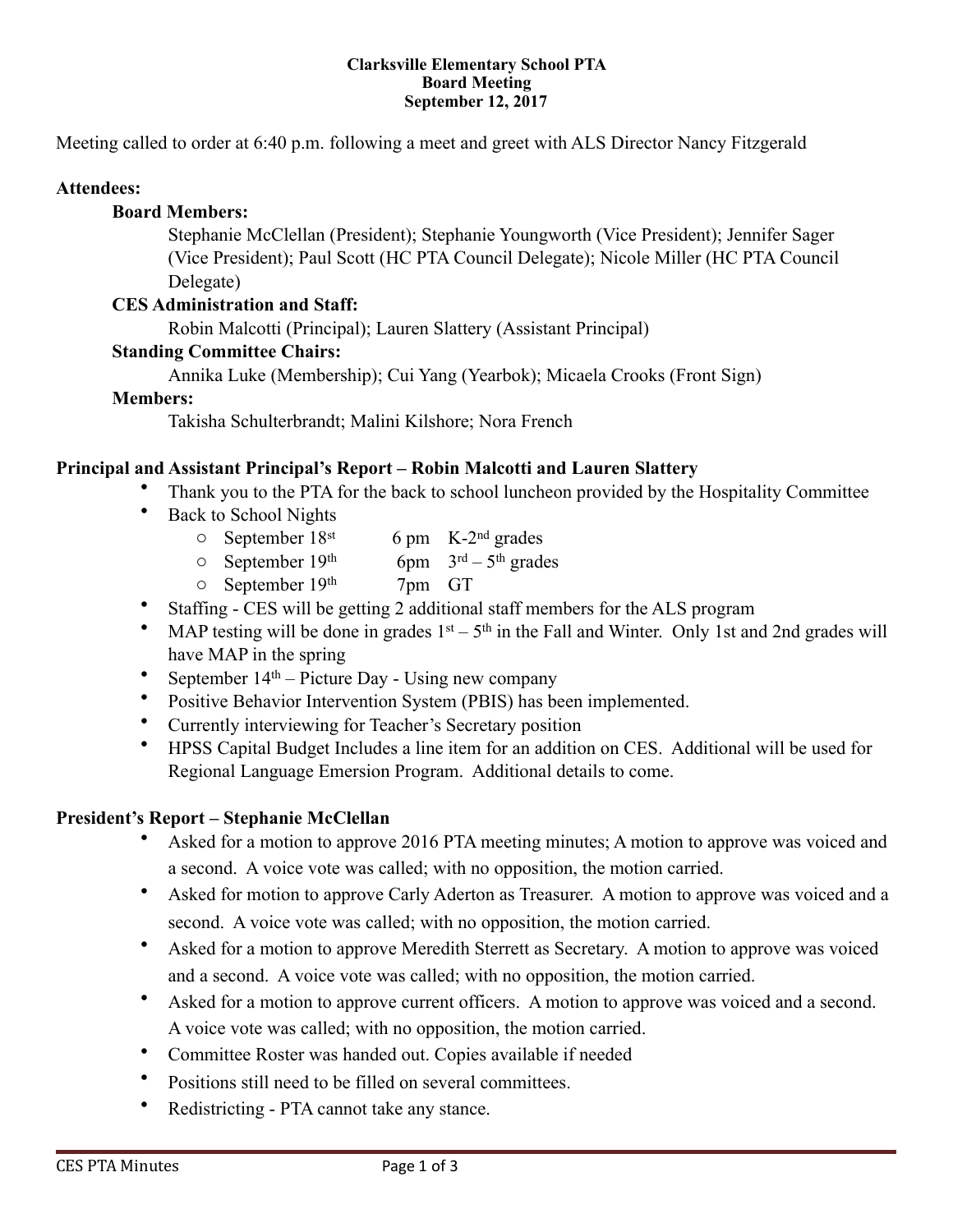**Clarksville Elementary School PTA**
**Board Meeting**
**September 12, 2017**

Meeting called to order at 6:40 p.m. following a meet and greet with ALS Director Nancy Fitzgerald

**Attendees:**

**Board Members:**

Stephanie McClellan (President); Stephanie Youngworth (Vice President); Jennifer Sager (Vice President); Paul Scott (HC PTA Council Delegate); Nicole Miller (HC PTA Council Delegate)

**CES Administration and Staff:**

Robin Malcotti (Principal); Lauren Slattery (Assistant Principal)

**Standing Committee Chairs:**

Annika Luke (Membership); Cui Yang (Yearbok); Micaela Crooks (Front Sign)

**Members:**

Takisha Schulterbrandt; Malini Kilshore; Nora French

**Principal and Assistant Principal's Report – Robin Malcotti and Lauren Slattery**

- Thank you to the PTA for the back to school luncheon provided by the Hospitality Committee
- Back to School Nights
  - September 18st 6 pm K-2nd grades
  - September 19th 6pm 3rd – 5th grades
  - September 19th 7pm GT
- Staffing - CES will be getting 2 additional staff members for the ALS program
- MAP testing will be done in grades 1st – 5th in the Fall and Winter. Only 1st and 2nd grades will have MAP in the spring
- September 14th – Picture Day - Using new company
- Positive Behavior Intervention System (PBIS) has been implemented.
- Currently interviewing for Teacher's Secretary position
- HPSS Capital Budget Includes a line item for an addition on CES. Additional will be used for Regional Language Emersion Program. Additional details to come.

**President's Report – Stephanie McClellan**

- Asked for a motion to approve 2016 PTA meeting minutes; A motion to approve was voiced and a second. A voice vote was called; with no opposition, the motion carried.
- Asked for motion to approve Carly Aderton as Treasurer. A motion to approve was voiced and a second. A voice vote was called; with no opposition, the motion carried.
- Asked for a motion to approve Meredith Sterrett as Secretary. A motion to approve was voiced and a second. A voice vote was called; with no opposition, the motion carried.
- Asked for a motion to approve current officers. A motion to approve was voiced and a second. A voice vote was called; with no opposition, the motion carried.
- Committee Roster was handed out. Copies available if needed
- Positions still need to be filled on several committees.
- Redistricting - PTA cannot take any stance.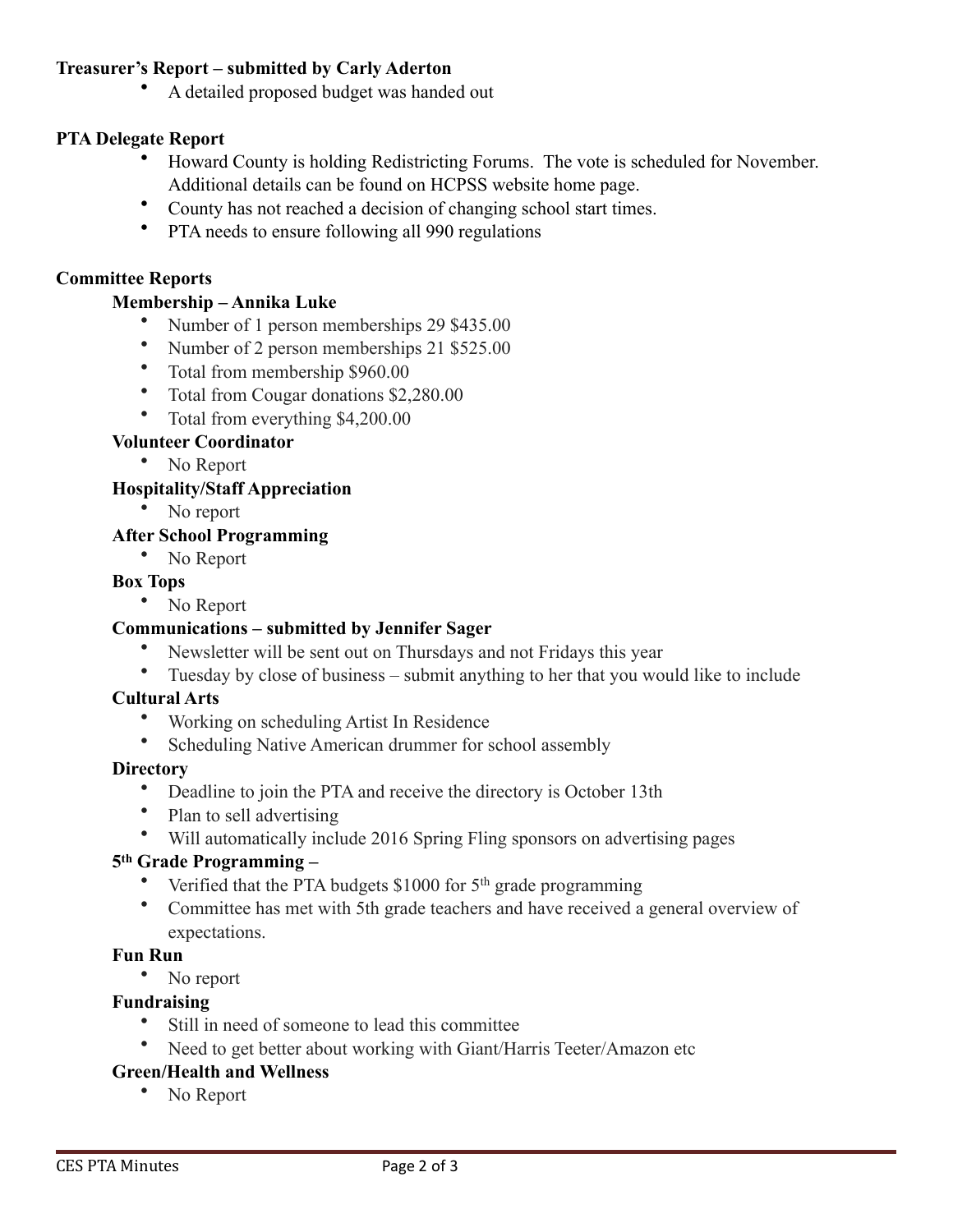**Treasurer's Report – submitted by Carly Aderton**

- A detailed proposed budget was handed out

**PTA Delegate Report**

- Howard County is holding Redistricting Forums. The vote is scheduled for November. Additional details can be found on HCPSS website home page.
- County has not reached a decision of changing school start times.
- PTA needs to ensure following all 990 regulations

**Committee Reports**

**Membership – Annika Luke**

- Number of 1 person memberships 29 $435.00
- Number of 2 person memberships 21 $525.00
- Total from membership $960.00
- Total from Cougar donations $2,280.00
- Total from everything $4,200.00

**Volunteer Coordinator**

- No Report

**Hospitality/Staff Appreciation**

- No report

**After School Programming**

- No Report

**Box Tops**

- No Report

**Communications – submitted by Jennifer Sager**

- Newsletter will be sent out on Thursdays and not Fridays this year
- Tuesday by close of business – submit anything to her that you would like to include

**Cultural Arts**

- Working on scheduling Artist In Residence
- Scheduling Native American drummer for school assembly

**Directory**

- Deadline to join the PTA and receive the directory is October 13th
- Plan to sell advertising
- Will automatically include 2016 Spring Fling sponsors on advertising pages

**5th Grade Programming –**

- Verified that the PTA budgets $1000 for 5th grade programming
- Committee has met with 5th grade teachers and have received a general overview of expectations.

**Fun Run**

- No report

**Fundraising**

- Still in need of someone to lead this committee
- Need to get better about working with Giant/Harris Teeter/Amazon etc

**Green/Health and Wellness**

- No Report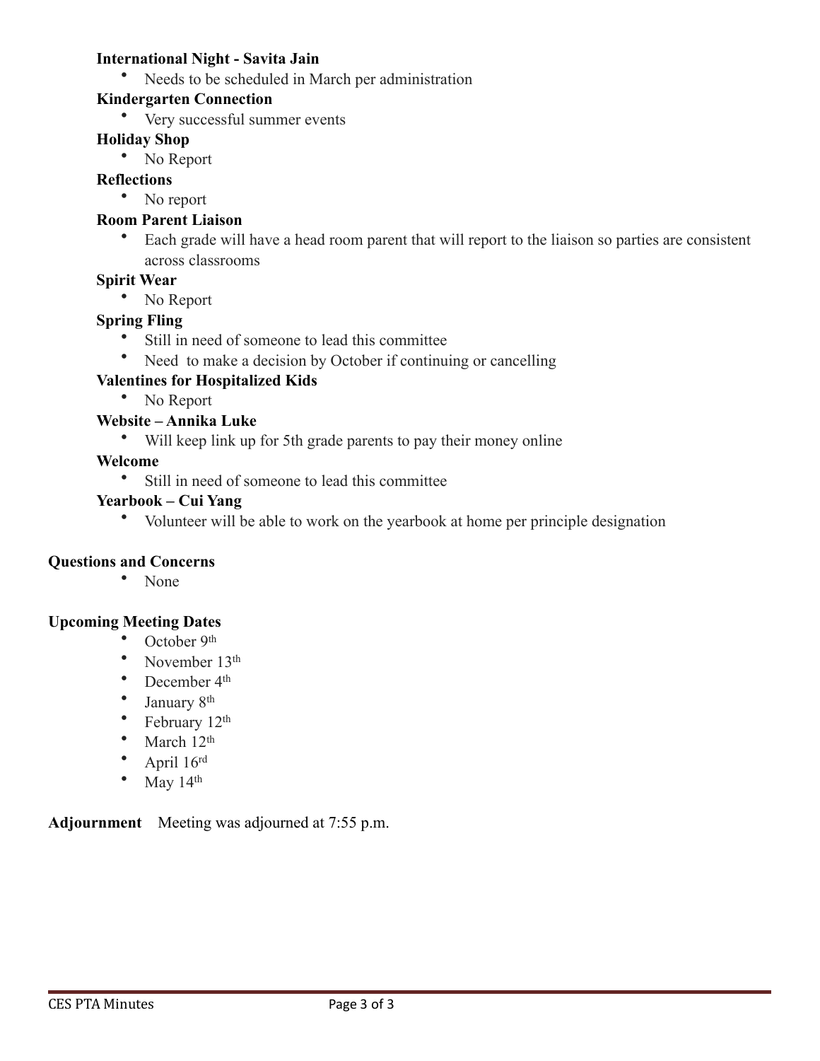**International Night - Savita Jain**

- Needs to be scheduled in March per administration

**Kindergarten Connection**

- Very successful summer events

**Holiday Shop**

- No Report

**Reflections**

- No report

**Room Parent Liaison**

- Each grade will have a head room parent that will report to the liaison so parties are consistent across classrooms

**Spirit Wear**

- No Report

**Spring Fling**

- Still in need of someone to lead this committee
- Need to make a decision by October if continuing or cancelling

**Valentines for Hospitalized Kids**

- No Report

**Website – Annika Luke**

- Will keep link up for 5th grade parents to pay their money online

**Welcome**

- Still in need of someone to lead this committee

**Yearbook – Cui Yang**

- Volunteer will be able to work on the yearbook at home per principle designation

**Questions and Concerns**

- None

**Upcoming Meeting Dates**

- October 9th
- November 13th
- December 4th
- January 8th
- February 12th
- March 12th
- April 16rd
- May 14th

**Adjournment** Meeting was adjourned at 7:55 p.m.